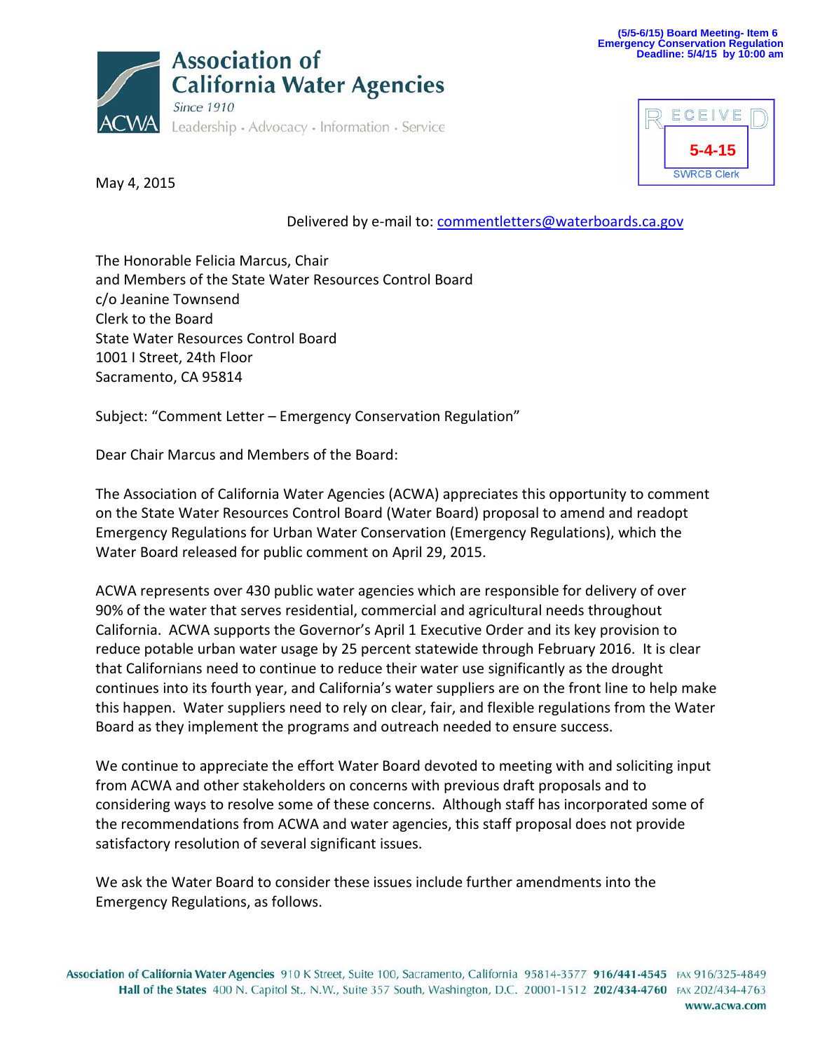(5/5-6/15) Board Meeting- Item 6
Emergency Conservation Regulation
Deadline: 5/4/15 by 10:00 am

**Association of California Water Agencies**
*Since 1910*
Leadership · Advocacy · Information · Service

RECEIVED
5-4-15
SWRCB Clerk

May 4, 2015

Delivered by e-mail to: commentletters@waterboards.ca.gov

The Honorable Felicia Marcus, Chair
and Members of the State Water Resources Control Board
c/o Jeanine Townsend
Clerk to the Board
State Water Resources Control Board
1001 I Street, 24th Floor
Sacramento, CA 95814

Subject: "Comment Letter – Emergency Conservation Regulation"

Dear Chair Marcus and Members of the Board:

The Association of California Water Agencies (ACWA) appreciates this opportunity to comment on the State Water Resources Control Board (Water Board) proposal to amend and readopt Emergency Regulations for Urban Water Conservation (Emergency Regulations), which the Water Board released for public comment on April 29, 2015.

ACWA represents over 430 public water agencies which are responsible for delivery of over 90% of the water that serves residential, commercial and agricultural needs throughout California. ACWA supports the Governor's April 1 Executive Order and its key provision to reduce potable urban water usage by 25 percent statewide through February 2016. It is clear that Californians need to continue to reduce their water use significantly as the drought continues into its fourth year, and California's water suppliers are on the front line to help make this happen. Water suppliers need to rely on clear, fair, and flexible regulations from the Water Board as they implement the programs and outreach needed to ensure success.

We continue to appreciate the effort Water Board devoted to meeting with and soliciting input from ACWA and other stakeholders on concerns with previous draft proposals and to considering ways to resolve some of these concerns. Although staff has incorporated some of the recommendations from ACWA and water agencies, this staff proposal does not provide satisfactory resolution of several significant issues.

We ask the Water Board to consider these issues include further amendments into the Emergency Regulations, as follows.

**Association of California Water Agencies** 910 K Street, Suite 100, Sacramento, California 95814-3577 **916/441-4545** FAX 916/325-4849
**Hall of the States** 400 N. Capitol St., N.W., Suite 357 South, Washington, D.C. 20001-1512 **202/434-4760** FAX 202/434-4763
**www.acwa.com**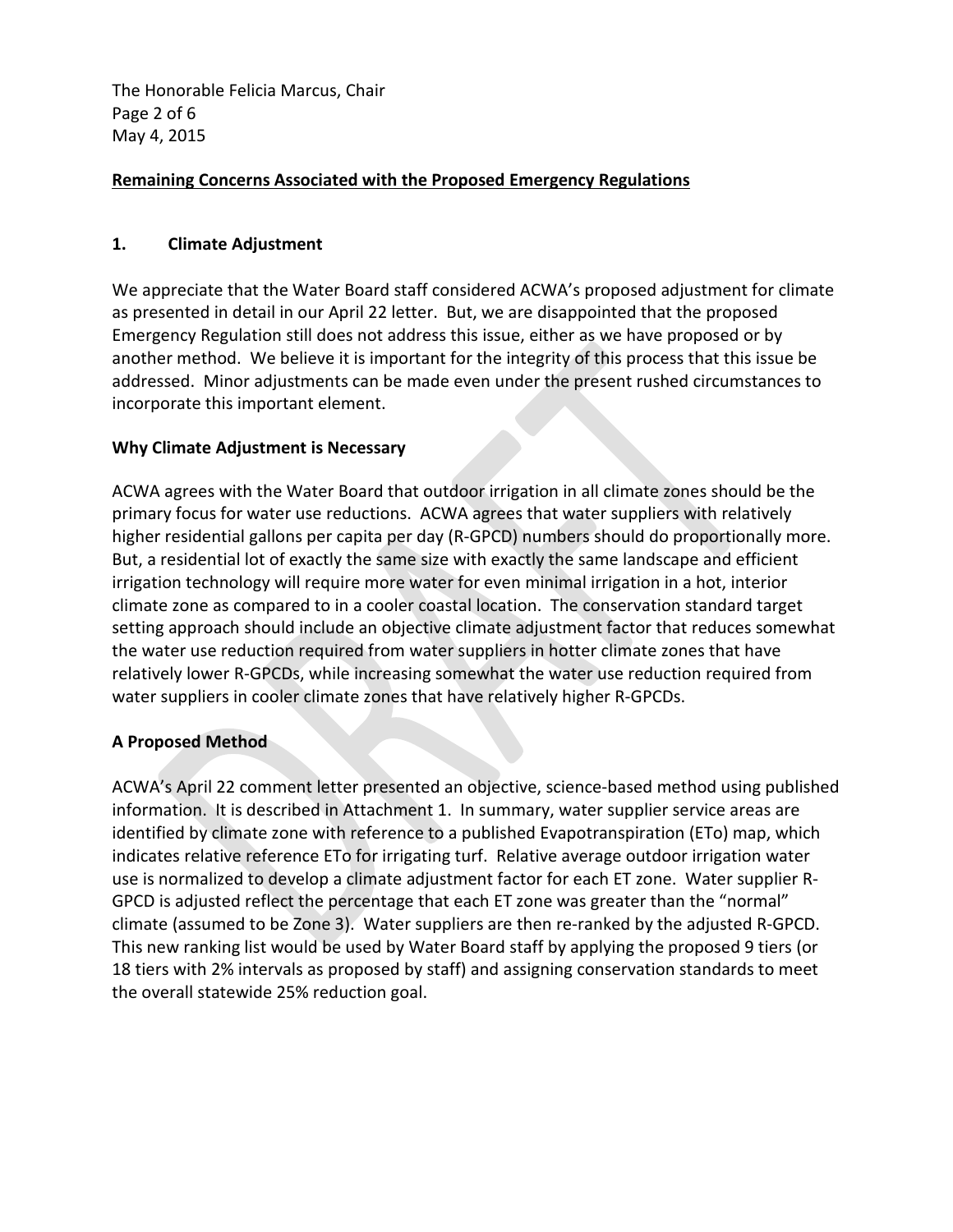**Remaining Concerns Associated with the Proposed Emergency Regulations**

## 1. Climate Adjustment

We appreciate that the Water Board staff considered ACWA's proposed adjustment for climate as presented in detail in our April 22 letter. But, we are disappointed that the proposed Emergency Regulation still does not address this issue, either as we have proposed or by another method. We believe it is important for the integrity of this process that this issue be addressed. Minor adjustments can be made even under the present rushed circumstances to incorporate this important element.

### Why Climate Adjustment is Necessary

ACWA agrees with the Water Board that outdoor irrigation in all climate zones should be the primary focus for water use reductions. ACWA agrees that water suppliers with relatively higher residential gallons per capita per day (R-GPCD) numbers should do proportionally more. But, a residential lot of exactly the same size with exactly the same landscape and efficient irrigation technology will require more water for even minimal irrigation in a hot, interior climate zone as compared to in a cooler coastal location. The conservation standard target setting approach should include an objective climate adjustment factor that reduces somewhat the water use reduction required from water suppliers in hotter climate zones that have relatively lower R-GPCDs, while increasing somewhat the water use reduction required from water suppliers in cooler climate zones that have relatively higher R-GPCDs.

### A Proposed Method

ACWA's April 22 comment letter presented an objective, science-based method using published information. It is described in Attachment 1. In summary, water supplier service areas are identified by climate zone with reference to a published Evapotranspiration (ETo) map, which indicates relative reference ETo for irrigating turf. Relative average outdoor irrigation water use is normalized to develop a climate adjustment factor for each ET zone. Water supplier R-GPCD is adjusted reflect the percentage that each ET zone was greater than the "normal" climate (assumed to be Zone 3). Water suppliers are then re-ranked by the adjusted R-GPCD. This new ranking list would be used by Water Board staff by applying the proposed 9 tiers (or 18 tiers with 2% intervals as proposed by staff) and assigning conservation standards to meet the overall statewide 25% reduction goal.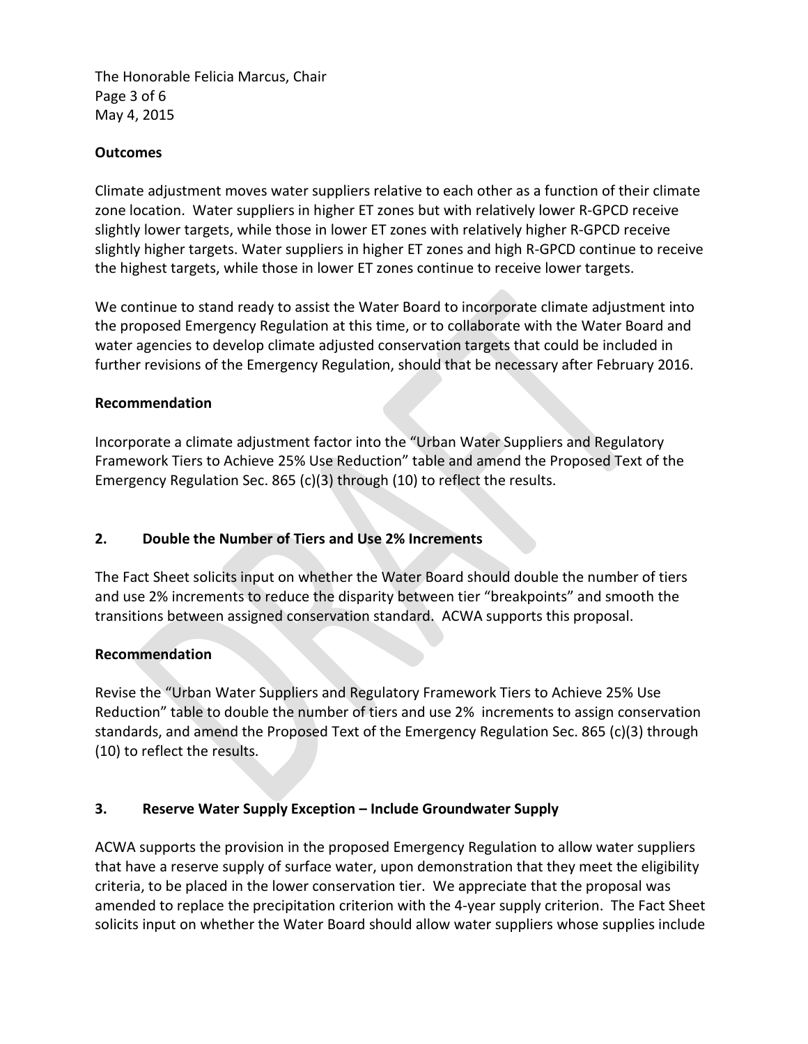**Outcomes**

Climate adjustment moves water suppliers relative to each other as a function of their climate zone location. Water suppliers in higher ET zones but with relatively lower R-GPCD receive slightly lower targets, while those in lower ET zones with relatively higher R-GPCD receive slightly higher targets. Water suppliers in higher ET zones and high R-GPCD continue to receive the highest targets, while those in lower ET zones continue to receive lower targets.

We continue to stand ready to assist the Water Board to incorporate climate adjustment into the proposed Emergency Regulation at this time, or to collaborate with the Water Board and water agencies to develop climate adjusted conservation targets that could be included in further revisions of the Emergency Regulation, should that be necessary after February 2016.

**Recommendation**

Incorporate a climate adjustment factor into the "Urban Water Suppliers and Regulatory Framework Tiers to Achieve 25% Use Reduction" table and amend the Proposed Text of the Emergency Regulation Sec. 865 (c)(3) through (10) to reflect the results.

## 2. Double the Number of Tiers and Use 2% Increments

The Fact Sheet solicits input on whether the Water Board should double the number of tiers and use 2% increments to reduce the disparity between tier "breakpoints" and smooth the transitions between assigned conservation standard. ACWA supports this proposal.

**Recommendation**

Revise the "Urban Water Suppliers and Regulatory Framework Tiers to Achieve 25% Use Reduction" table to double the number of tiers and use 2% increments to assign conservation standards, and amend the Proposed Text of the Emergency Regulation Sec. 865 (c)(3) through (10) to reflect the results.

## 3. Reserve Water Supply Exception – Include Groundwater Supply

ACWA supports the provision in the proposed Emergency Regulation to allow water suppliers that have a reserve supply of surface water, upon demonstration that they meet the eligibility criteria, to be placed in the lower conservation tier. We appreciate that the proposal was amended to replace the precipitation criterion with the 4-year supply criterion. The Fact Sheet solicits input on whether the Water Board should allow water suppliers whose supplies include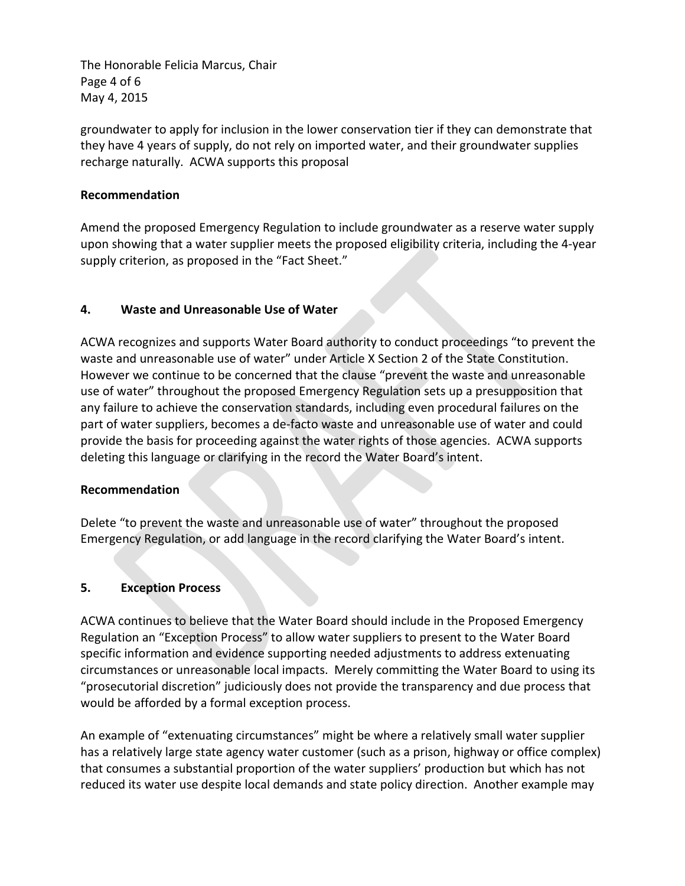groundwater to apply for inclusion in the lower conservation tier if they can demonstrate that they have 4 years of supply, do not rely on imported water, and their groundwater supplies recharge naturally. ACWA supports this proposal

**Recommendation**

Amend the proposed Emergency Regulation to include groundwater as a reserve water supply upon showing that a water supplier meets the proposed eligibility criteria, including the 4-year supply criterion, as proposed in the "Fact Sheet."

**4. Waste and Unreasonable Use of Water**

ACWA recognizes and supports Water Board authority to conduct proceedings "to prevent the waste and unreasonable use of water" under Article X Section 2 of the State Constitution. However we continue to be concerned that the clause "prevent the waste and unreasonable use of water" throughout the proposed Emergency Regulation sets up a presupposition that any failure to achieve the conservation standards, including even procedural failures on the part of water suppliers, becomes a de-facto waste and unreasonable use of water and could provide the basis for proceeding against the water rights of those agencies. ACWA supports deleting this language or clarifying in the record the Water Board's intent.

**Recommendation**

Delete "to prevent the waste and unreasonable use of water" throughout the proposed Emergency Regulation, or add language in the record clarifying the Water Board's intent.

**5. Exception Process**

ACWA continues to believe that the Water Board should include in the Proposed Emergency Regulation an "Exception Process" to allow water suppliers to present to the Water Board specific information and evidence supporting needed adjustments to address extenuating circumstances or unreasonable local impacts. Merely committing the Water Board to using its "prosecutorial discretion" judiciously does not provide the transparency and due process that would be afforded by a formal exception process.

An example of "extenuating circumstances" might be where a relatively small water supplier has a relatively large state agency water customer (such as a prison, highway or office complex) that consumes a substantial proportion of the water suppliers' production but which has not reduced its water use despite local demands and state policy direction. Another example may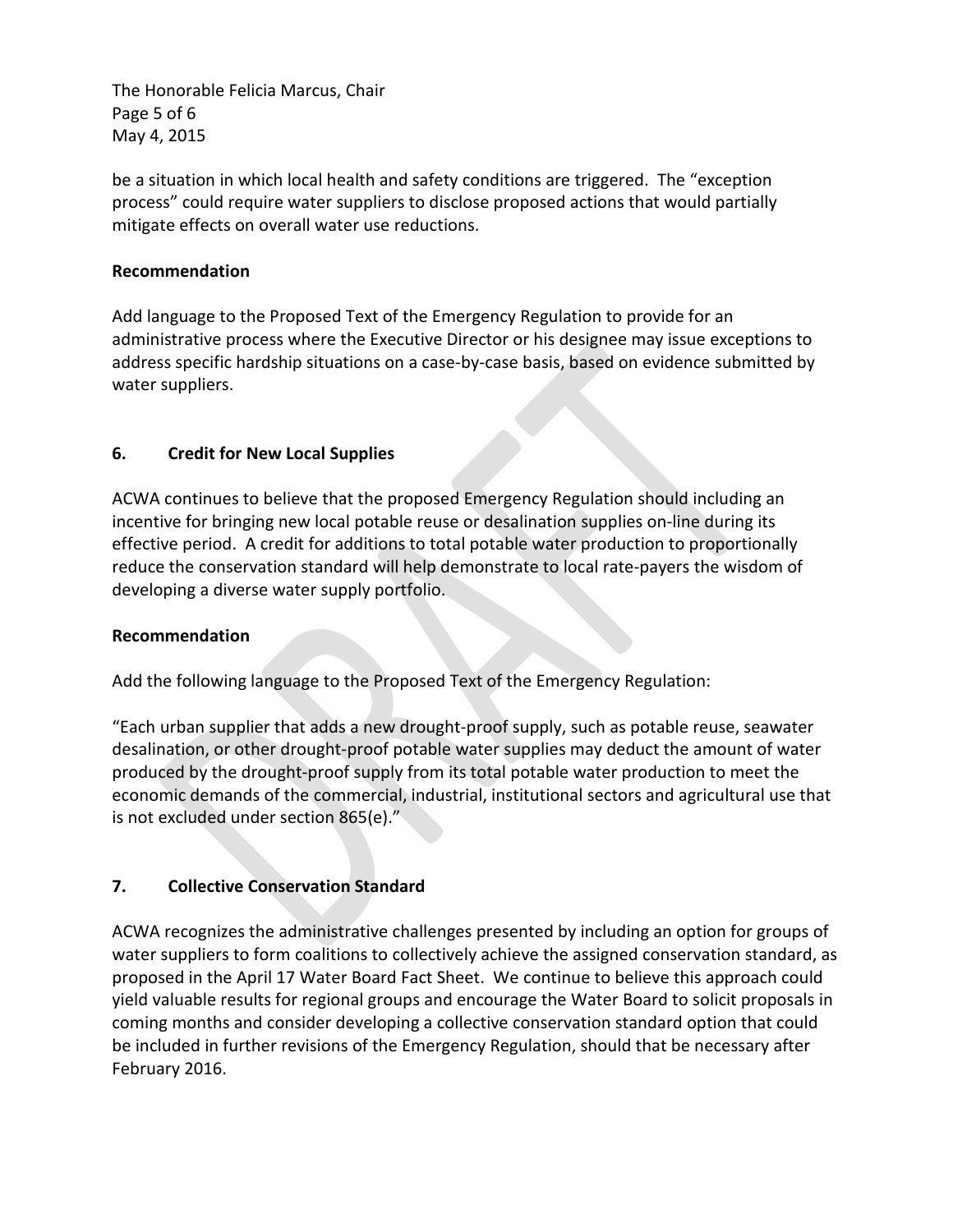be a situation in which local health and safety conditions are triggered. The "exception process" could require water suppliers to disclose proposed actions that would partially mitigate effects on overall water use reductions.

**Recommendation**

Add language to the Proposed Text of the Emergency Regulation to provide for an administrative process where the Executive Director or his designee may issue exceptions to address specific hardship situations on a case-by-case basis, based on evidence submitted by water suppliers.

## 6. Credit for New Local Supplies

ACWA continues to believe that the proposed Emergency Regulation should including an incentive for bringing new local potable reuse or desalination supplies on-line during its effective period. A credit for additions to total potable water production to proportionally reduce the conservation standard will help demonstrate to local rate-payers the wisdom of developing a diverse water supply portfolio.

**Recommendation**

Add the following language to the Proposed Text of the Emergency Regulation:

"Each urban supplier that adds a new drought-proof supply, such as potable reuse, seawater desalination, or other drought-proof potable water supplies may deduct the amount of water produced by the drought-proof supply from its total potable water production to meet the economic demands of the commercial, industrial, institutional sectors and agricultural use that is not excluded under section 865(e)."

## 7. Collective Conservation Standard

ACWA recognizes the administrative challenges presented by including an option for groups of water suppliers to form coalitions to collectively achieve the assigned conservation standard, as proposed in the April 17 Water Board Fact Sheet. We continue to believe this approach could yield valuable results for regional groups and encourage the Water Board to solicit proposals in coming months and consider developing a collective conservation standard option that could be included in further revisions of the Emergency Regulation, should that be necessary after February 2016.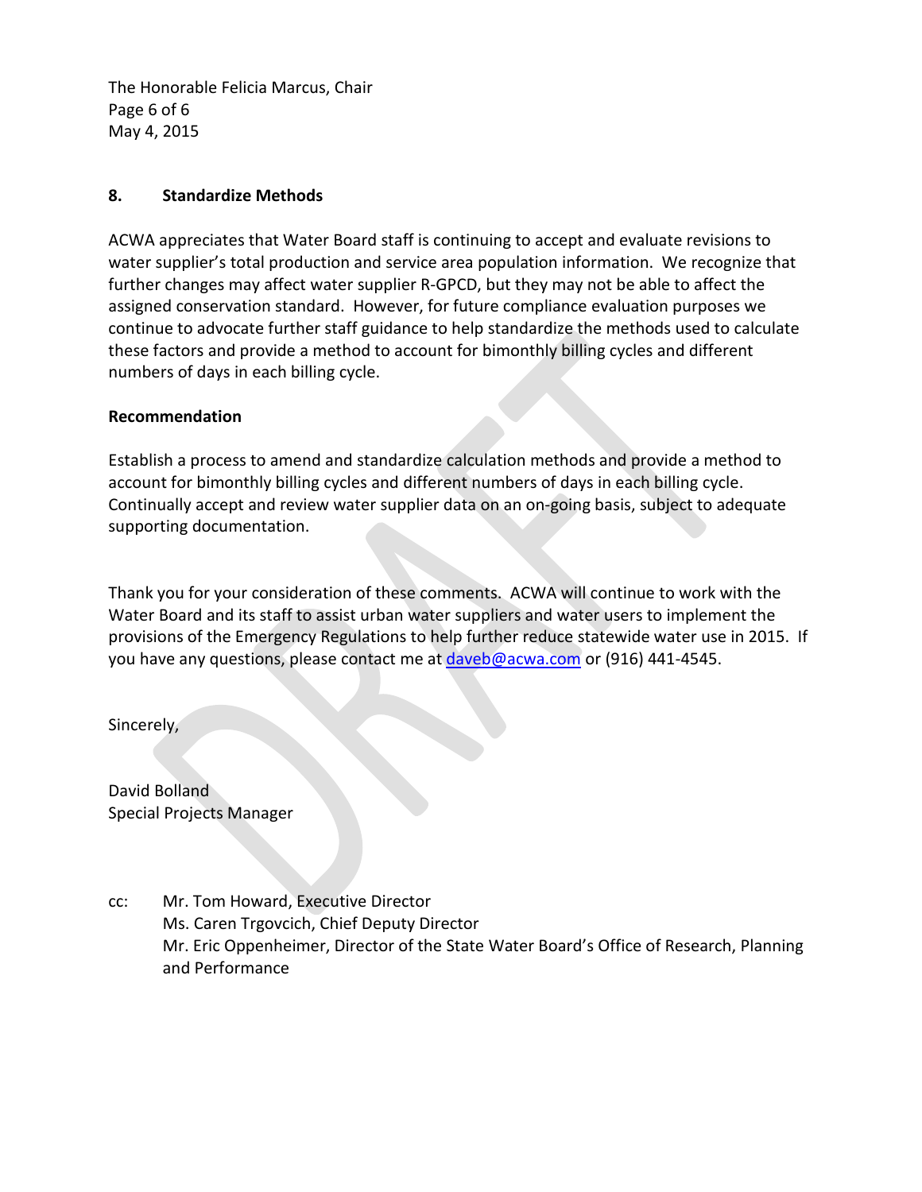## 8. Standardize Methods

ACWA appreciates that Water Board staff is continuing to accept and evaluate revisions to water supplier's total production and service area population information. We recognize that further changes may affect water supplier R-GPCD, but they may not be able to affect the assigned conservation standard. However, for future compliance evaluation purposes we continue to advocate further staff guidance to help standardize the methods used to calculate these factors and provide a method to account for bimonthly billing cycles and different numbers of days in each billing cycle.

**Recommendation**

Establish a process to amend and standardize calculation methods and provide a method to account for bimonthly billing cycles and different numbers of days in each billing cycle. Continually accept and review water supplier data on an on-going basis, subject to adequate supporting documentation.

Thank you for your consideration of these comments. ACWA will continue to work with the Water Board and its staff to assist urban water suppliers and water users to implement the provisions of the Emergency Regulations to help further reduce statewide water use in 2015. If you have any questions, please contact me at daveb@acwa.com or (916) 441-4545.

Sincerely,

David Bolland
Special Projects Manager

cc: Mr. Tom Howard, Executive Director
Ms. Caren Trgovcich, Chief Deputy Director
Mr. Eric Oppenheimer, Director of the State Water Board's Office of Research, Planning and Performance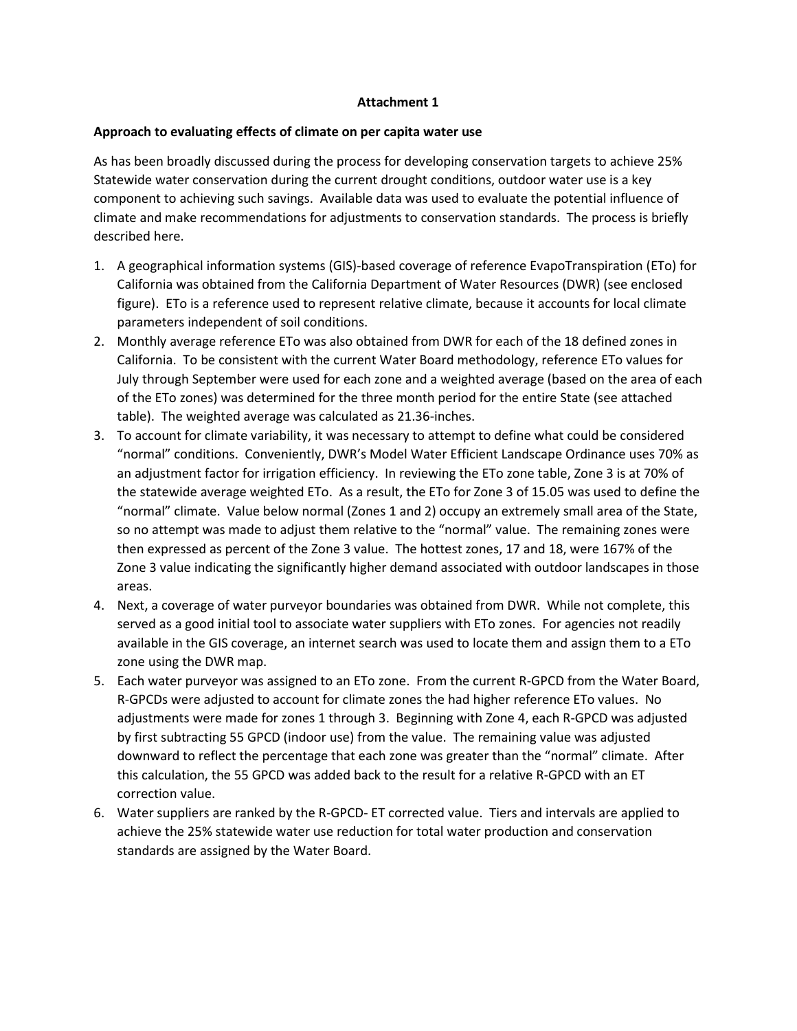**Attachment 1**

**Approach to evaluating effects of climate on per capita water use**

As has been broadly discussed during the process for developing conservation targets to achieve 25% Statewide water conservation during the current drought conditions, outdoor water use is a key component to achieving such savings. Available data was used to evaluate the potential influence of climate and make recommendations for adjustments to conservation standards. The process is briefly described here.

1. A geographical information systems (GIS)-based coverage of reference EvapoTranspiration (ETo) for California was obtained from the California Department of Water Resources (DWR) (see enclosed figure). ETo is a reference used to represent relative climate, because it accounts for local climate parameters independent of soil conditions.
2. Monthly average reference ETo was also obtained from DWR for each of the 18 defined zones in California. To be consistent with the current Water Board methodology, reference ETo values for July through September were used for each zone and a weighted average (based on the area of each of the ETo zones) was determined for the three month period for the entire State (see attached table). The weighted average was calculated as 21.36-inches.
3. To account for climate variability, it was necessary to attempt to define what could be considered "normal" conditions. Conveniently, DWR's Model Water Efficient Landscape Ordinance uses 70% as an adjustment factor for irrigation efficiency. In reviewing the ETo zone table, Zone 3 is at 70% of the statewide average weighted ETo. As a result, the ETo for Zone 3 of 15.05 was used to define the "normal" climate. Value below normal (Zones 1 and 2) occupy an extremely small area of the State, so no attempt was made to adjust them relative to the "normal" value. The remaining zones were then expressed as percent of the Zone 3 value. The hottest zones, 17 and 18, were 167% of the Zone 3 value indicating the significantly higher demand associated with outdoor landscapes in those areas.
4. Next, a coverage of water purveyor boundaries was obtained from DWR. While not complete, this served as a good initial tool to associate water suppliers with ETo zones. For agencies not readily available in the GIS coverage, an internet search was used to locate them and assign them to a ETo zone using the DWR map.
5. Each water purveyor was assigned to an ETo zone. From the current R-GPCD from the Water Board, R-GPCDs were adjusted to account for climate zones the had higher reference ETo values. No adjustments were made for zones 1 through 3. Beginning with Zone 4, each R-GPCD was adjusted by first subtracting 55 GPCD (indoor use) from the value. The remaining value was adjusted downward to reflect the percentage that each zone was greater than the "normal" climate. After this calculation, the 55 GPCD was added back to the result for a relative R-GPCD with an ET correction value.
6. Water suppliers are ranked by the R-GPCD- ET corrected value. Tiers and intervals are applied to achieve the 25% statewide water use reduction for total water production and conservation standards are assigned by the Water Board.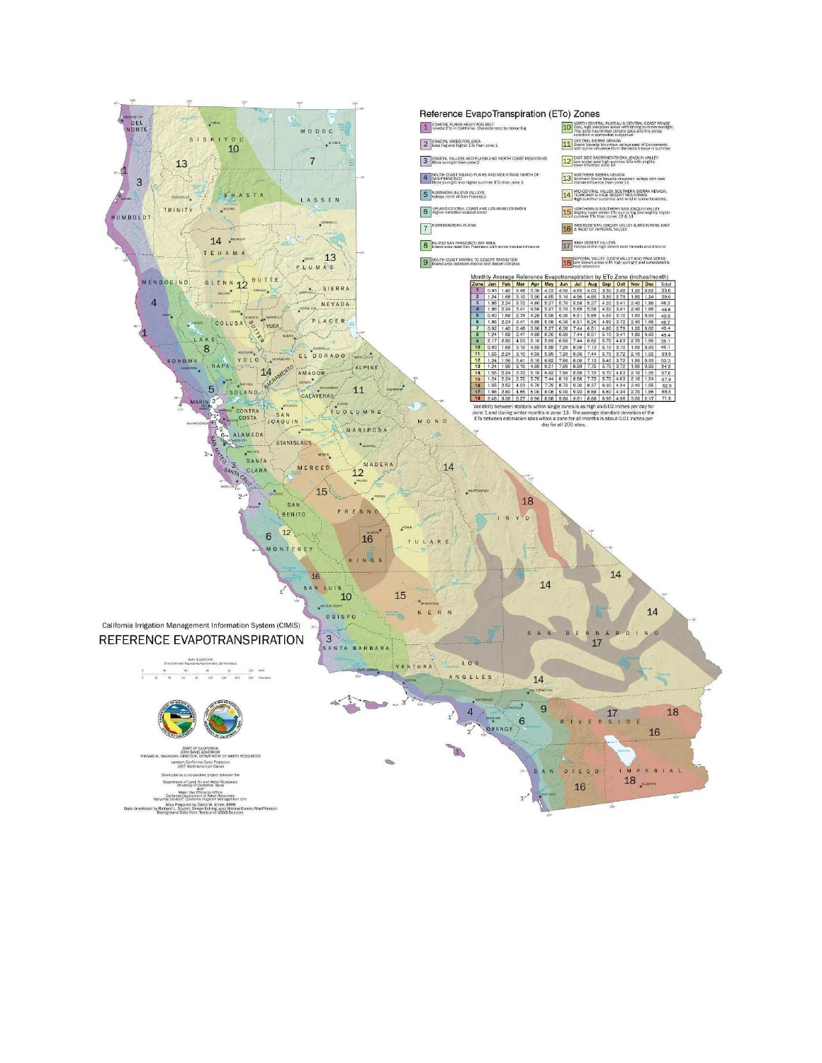# Reference EvapoTranspiration (ETo) Zones

1. COASTAL PLAINS HEAVY FOG BELT — Lowest ETo in California. Characterized by dense fog
2. COASTAL MIXED FOG AREA — Less fog and higher ETo than zone 1
3. COASTAL VALLEYS AND PLAINS AND NORTH COAST MOUNTAINS — More sunlight than zone 2
4. SOUTH COAST INLAND PLAINS AND MOUNTAINS NORTH OF SAN FRANCISCO — More sunlight and higher summer ETo than zone 3
5. NORTHERN INLAND VALLEYS — Valleys north of San Francisco
6. UPLAND CENTRAL COAST AND LOS ANGELES BASIN — Higher elevation coastal areas
7. NORTHEASTERN PLAINS
8. INLAND SAN FRANCISCO BAY AREA — Inland area near San Francisco with some marine influence
9. SOUTH COAST MARINE TO DESERT TRANSITION — Inland area between marine and desert climates
10. NORTH CENTRAL PLATEAU & CENTRAL COAST RANGE — Cool, high elevation areas with strong summer sunlight. This zone has limited climate data and the zones selection is somewhat subjective
11. CENTRAL SIERRA NEVADA — Sierra Nevada Mountain valleys east of Sacramento with some influence from the delta breeze in summer
12. EAST SIDE SACRAMENTO-SAN JOAQUIN VALLEY — Low winter and high summer ETo with slightly lower ETo than zone 14
13. NORTHERN SIERRA NEVADA — Northern Sierra Nevada mountain valleys with less marine influence than zone 11
14. MID-CENTRAL VALLEY, SOUTHERN SIERRA NEVADA, TEHACHAPI & HIGH DESERT MOUNTAINS — High summer sunshine and wind in some locations
15. NORTHERN & SOUTHERN SAN JOAQUIN VALLEY — Slightly lower winter ETo due to fog and slightly higher summer ETo than zones 12 & 14
16. WESTSIDE SAN JOAQUIN VALLEY & MOUNTAINS EAST & WEST OF IMPERIAL VALLEY
17. HIGH DESERT VALLEYS — Valleys in the high desert near Nevada and Arizona
18. IMPERIAL VALLEY, DEATH VALLEY AND PALO VERDE — Low desert areas with high sunlight and considerable heat advection

## Monthly Average Reference Evapotranspiration by ETo Zone (inches/month)

| Zone | Jan | Feb | Mar | Apr | May | Jun | Jul | Aug | Sep | Oct | Nov | Dec | Total |
|---|---|---|---|---|---|---|---|---|---|---|---|---|---|
| 1 | 0.93 | 1.40 | 2.48 | 3.30 | 4.03 | 4.50 | 4.65 | 4.03 | 3.30 | 2.48 | 1.20 | 0.62 | 33.0 |
| 2 | 1.24 | 1.68 | 3.10 | 3.90 | 4.65 | 5.10 | 4.96 | 4.65 | 3.90 | 2.79 | 1.80 | 1.24 | 39.0 |
| 3 | 1.86 | 2.24 | 3.72 | 4.80 | 5.27 | 5.70 | 5.58 | 5.27 | 4.20 | 3.41 | 2.40 | 1.86 | 46.3 |
| 4 | 1.86 | 2.24 | 3.41 | 4.50 | 5.27 | 5.70 | 5.89 | 5.58 | 4.50 | 3.41 | 2.40 | 1.86 | 46.6 |
| 5 | 0.93 | 1.68 | 2.79 | 4.20 | 5.58 | 6.30 | 6.51 | 5.89 | 4.50 | 3.10 | 1.50 | 0.93 | 43.9 |
| 6 | 1.86 | 2.24 | 3.41 | 4.80 | 5.58 | 6.30 | 6.51 | 6.20 | 4.80 | 3.72 | 2.40 | 1.86 | 49.7 |
| 7 | 0.62 | 1.40 | 2.48 | 3.90 | 5.27 | 6.30 | 7.44 | 6.51 | 4.80 | 2.79 | 1.20 | 0.62 | 43.4 |
| 8 | 1.24 | 1.68 | 3.41 | 4.80 | 6.20 | 6.90 | 7.44 | 6.51 | 5.10 | 3.41 | 1.80 | 0.93 | 49.4 |
| 9 | 2.17 | 2.80 | 4.03 | 5.10 | 5.89 | 6.60 | 7.44 | 6.82 | 5.70 | 4.03 | 2.70 | 1.86 | 55.1 |
| 10 | 0.93 | 1.68 | 3.10 | 4.50 | 5.89 | 7.20 | 8.06 | 7.13 | 5.10 | 3.10 | 1.50 | 0.93 | 49.1 |
| 11 | 1.55 | 2.24 | 3.10 | 4.50 | 5.89 | 7.20 | 8.06 | 7.44 | 5.70 | 3.72 | 2.10 | 1.55 | 53.0 |
| 12 | 1.24 | 1.96 | 3.41 | 5.10 | 6.82 | 7.80 | 8.06 | 7.13 | 5.40 | 3.72 | 1.80 | 0.93 | 53.3 |
| 13 | 1.24 | 1.96 | 3.10 | 4.80 | 6.51 | 7.80 | 8.99 | 7.75 | 5.70 | 3.72 | 1.80 | 0.93 | 54.3 |
| 14 | 1.55 | 2.24 | 3.72 | 5.10 | 6.82 | 7.80 | 8.68 | 7.75 | 5.70 | 4.03 | 2.10 | 1.55 | 57.0 |
| 15 | 1.24 | 2.24 | 3.72 | 5.70 | 7.44 | 8.10 | 8.68 | 7.75 | 5.70 | 4.03 | 2.10 | 1.24 | 57.9 |
| 16 | 1.55 | 2.52 | 4.03 | 5.70 | 7.75 | 8.70 | 9.30 | 8.37 | 6.30 | 4.34 | 2.40 | 1.55 | 62.5 |
| 17 | 1.86 | 2.80 | 4.65 | 6.00 | 8.06 | 9.00 | 9.92 | 8.68 | 6.60 | 4.34 | 2.70 | 1.86 | 66.5 |
| 18 | 2.48 | 3.36 | 5.27 | 6.90 | 8.68 | 9.60 | 9.61 | 8.68 | 6.90 | 4.96 | 3.00 | 2.17 | 71.6 |

Variability between stations within single zones is as high as 0.02 inches per day for zone 1 and during winter months in zone 13. The average standard deviation of the ETo between estimation sites within a zone for all months is about 0.01 inches per day for all 200 sites.

California Irrigation Management Information System (CIMIS)

# REFERENCE EVAPOTRANSPIRATION

STATE OF CALIFORNIA
GRAY DAVIS GOVERNOR
THOMAS M. HANNIGAN, DIRECTOR, DEPARTMENT OF WATER RESOURCES

Lambert Conformal Conic Projection
1927 North American Datum

Developed as a cooperative project between the
Department of Land, Air and Water Resources
University of California, Davis
and
Water Use Efficiency Office
California Department of Water Resources
Baryohay Davidoff, California Irrigation Management Unit

Map Prepared by David W. Jones 1999
Data developed by Richard L. Snyder, Simon Eching, and Hristo Gomez MacPherson
Background Data from Teale and USGS Sources